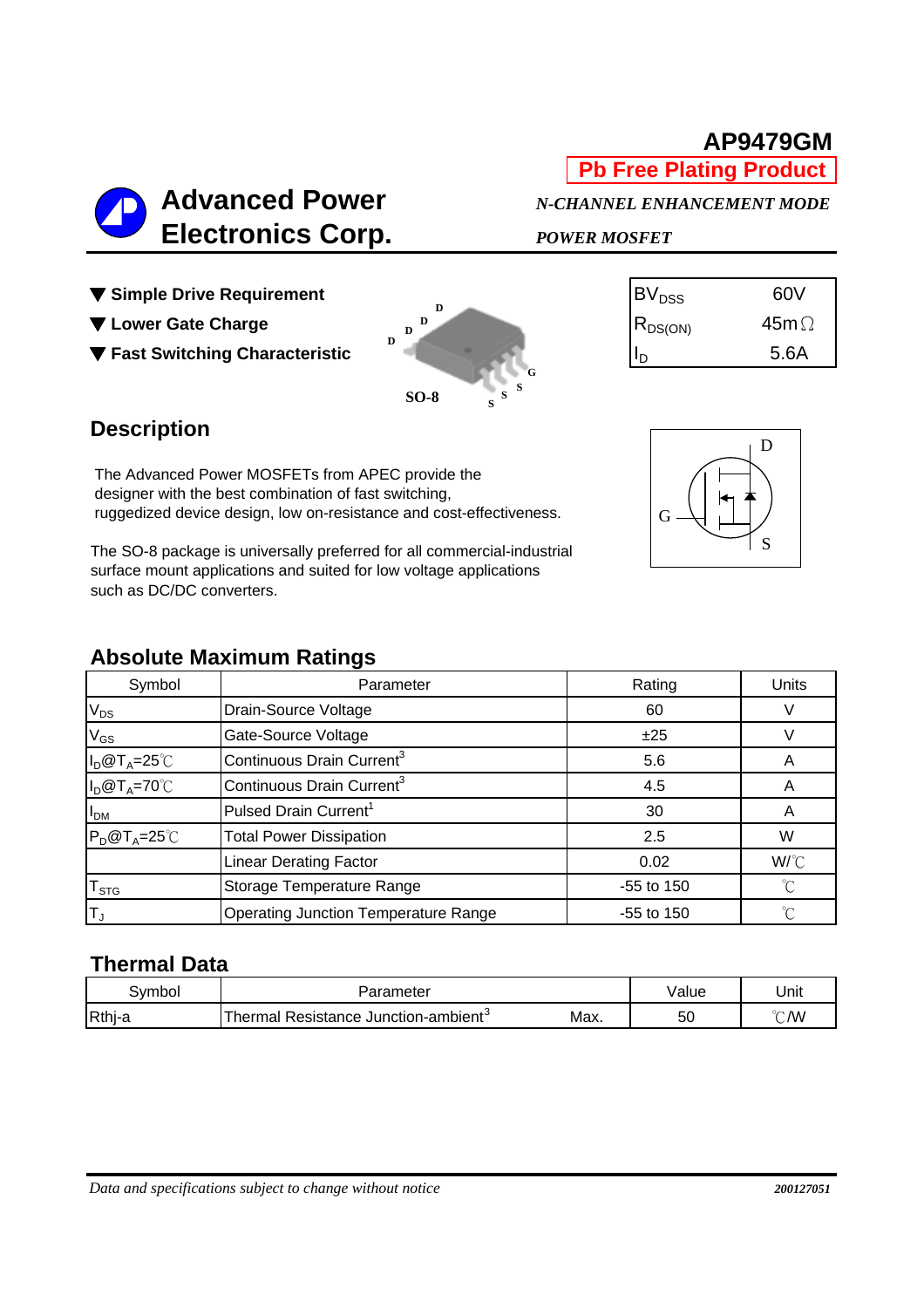# AP9479GM

**Pb Free Plating Product**

## Advanced Power Electronics Corp.

***N-CHANNEL ENHANCEMENT MODE POWER MOSFET***

- **Simple Drive Requirement**
- **Lower Gate Charge**
- **Fast Switching Characteristic**

SO-8

| | |
|---|---|
| $BV_{DSS}$ | 60V |
| $R_{DS(ON)}$ | 45mΩ |
| $I_D$ | 5.6A |

## Description

The Advanced Power MOSFETs from APEC provide the designer with the best combination of fast switching, ruggedized device design, low on-resistance and cost-effectiveness.

The SO-8 package is universally preferred for all commercial-industrial surface mount applications and suited for low voltage applications such as DC/DC converters.

## Absolute Maximum Ratings

| Symbol | Parameter | Rating | Units |
|---|---|---|---|
| $V_{DS}$ | Drain-Source Voltage | 60 | V |
| $V_{GS}$ | Gate-Source Voltage | ±25 | V |
| $I_D@T_A=25℃$ | Continuous Drain Current[3] | 5.6 | A |
| $I_D@T_A=70℃$ | Continuous Drain Current[3] | 4.5 | A |
| $I_{DM}$ | Pulsed Drain Current[1] | 30 | A |
| $P_D@T_A=25℃$ | Total Power Dissipation | 2.5 | W |
| | Linear Derating Factor | 0.02 | W/℃ |
| $T_{STG}$ | Storage Temperature Range | -55 to 150 | ℃ |
| $T_J$ | Operating Junction Temperature Range | -55 to 150 | ℃ |

## Thermal Data

| Symbol | Parameter | | Value | Unit |
|---|---|---|---|---|
| Rthj-a | Thermal Resistance Junction-ambient[3] | Max. | 50 | ℃/W |

*Data and specifications subject to change without notice*

***200127051***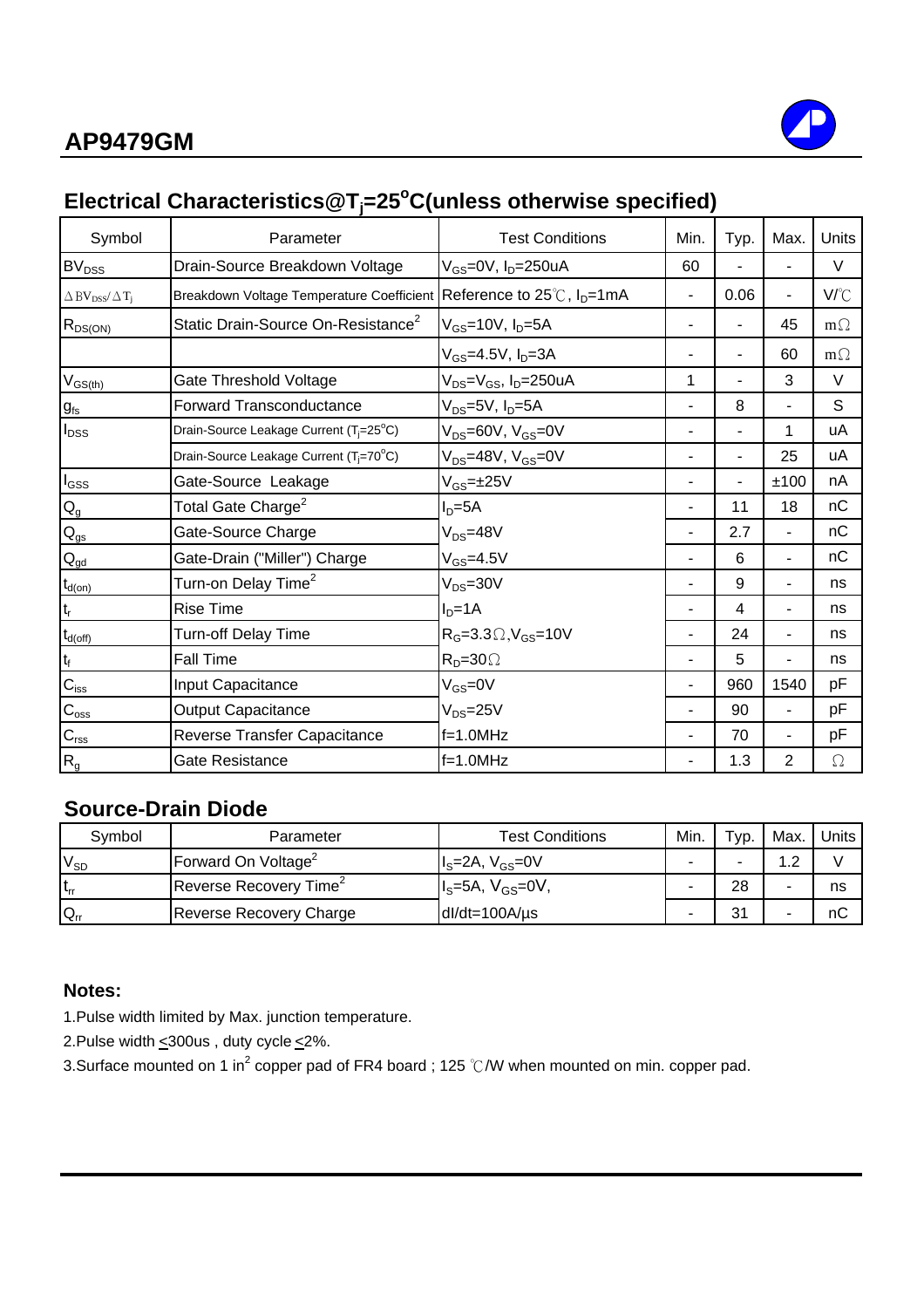## Electrical Characteristics@$T_j$=25$^o$C(unless otherwise specified)

| Symbol | Parameter | Test Conditions | Min. | Typ. | Max. | Units |
|---|---|---|---|---|---|---|
| $BV_{DSS}$ | Drain-Source Breakdown Voltage | $V_{GS}$=0V, $I_D$=250uA | 60 | - | - | V |
| $\Delta BV_{DSS}/\Delta T_j$ | Breakdown Voltage Temperature Coefficient | Reference to 25℃, $I_D$=1mA | - | 0.06 | - | V/℃ |
| $R_{DS(ON)}$ | Static Drain-Source On-Resistance[2] | $V_{GS}$=10V, $I_D$=5A | - | - | 45 | mΩ |
| | | $V_{GS}$=4.5V, $I_D$=3A | - | - | 60 | mΩ |
| $V_{GS(th)}$ | Gate Threshold Voltage | $V_{DS}$=$V_{GS}$, $I_D$=250uA | 1 | - | 3 | V |
| $g_{fs}$ | Forward Transconductance | $V_{DS}$=5V, $I_D$=5A | - | 8 | - | S |
| $I_{DSS}$ | Drain-Source Leakage Current ($T_j$=25$^o$C) | $V_{DS}$=60V, $V_{GS}$=0V | - | - | 1 | uA |
| | Drain-Source Leakage Current ($T_j$=70$^o$C) | $V_{DS}$=48V, $V_{GS}$=0V | - | - | 25 | uA |
| $I_{GSS}$ | Gate-Source Leakage | $V_{GS}$=±25V | - | - | ±100 | nA |
| $Q_g$ | Total Gate Charge[2] | $I_D$=5A | - | 11 | 18 | nC |
| $Q_{gs}$ | Gate-Source Charge | $V_{DS}$=48V | - | 2.7 | - | nC |
| $Q_{gd}$ | Gate-Drain ("Miller") Charge | $V_{GS}$=4.5V | - | 6 | - | nC |
| $t_{d(on)}$ | Turn-on Delay Time[2] | $V_{DS}$=30V | - | 9 | - | ns |
| $t_r$ | Rise Time | $I_D$=1A | - | 4 | - | ns |
| $t_{d(off)}$ | Turn-off Delay Time | $R_G$=3.3Ω,$V_{GS}$=10V | - | 24 | - | ns |
| $t_f$ | Fall Time | $R_D$=30Ω | - | 5 | - | ns |
| $C_{iss}$ | Input Capacitance | $V_{GS}$=0V | - | 960 | 1540 | pF |
| $C_{oss}$ | Output Capacitance | $V_{DS}$=25V | - | 90 | - | pF |
| $C_{rss}$ | Reverse Transfer Capacitance | f=1.0MHz | - | 70 | - | pF |
| $R_g$ | Gate Resistance | f=1.0MHz | - | 1.3 | 2 | Ω |

## Source-Drain Diode

| Symbol | Parameter | Test Conditions | Min. | Typ. | Max. | Units |
|---|---|---|---|---|---|---|
| $V_{SD}$ | Forward On Voltage[2] | $I_S$=2A, $V_{GS}$=0V | - | - | 1.2 | V |
| $t_{rr}$ | Reverse Recovery Time[2] | $I_S$=5A, $V_{GS}$=0V, | - | 28 | - | ns |
| $Q_{rr}$ | Reverse Recovery Charge | dI/dt=100A/µs | - | 31 | - | nC |

**Notes:**

1.Pulse width limited by Max. junction temperature.

2.Pulse width ≤300us , duty cycle ≤2%.

3.Surface mounted on 1 in$^2$ copper pad of FR4 board ; 125 ℃/W when mounted on min. copper pad.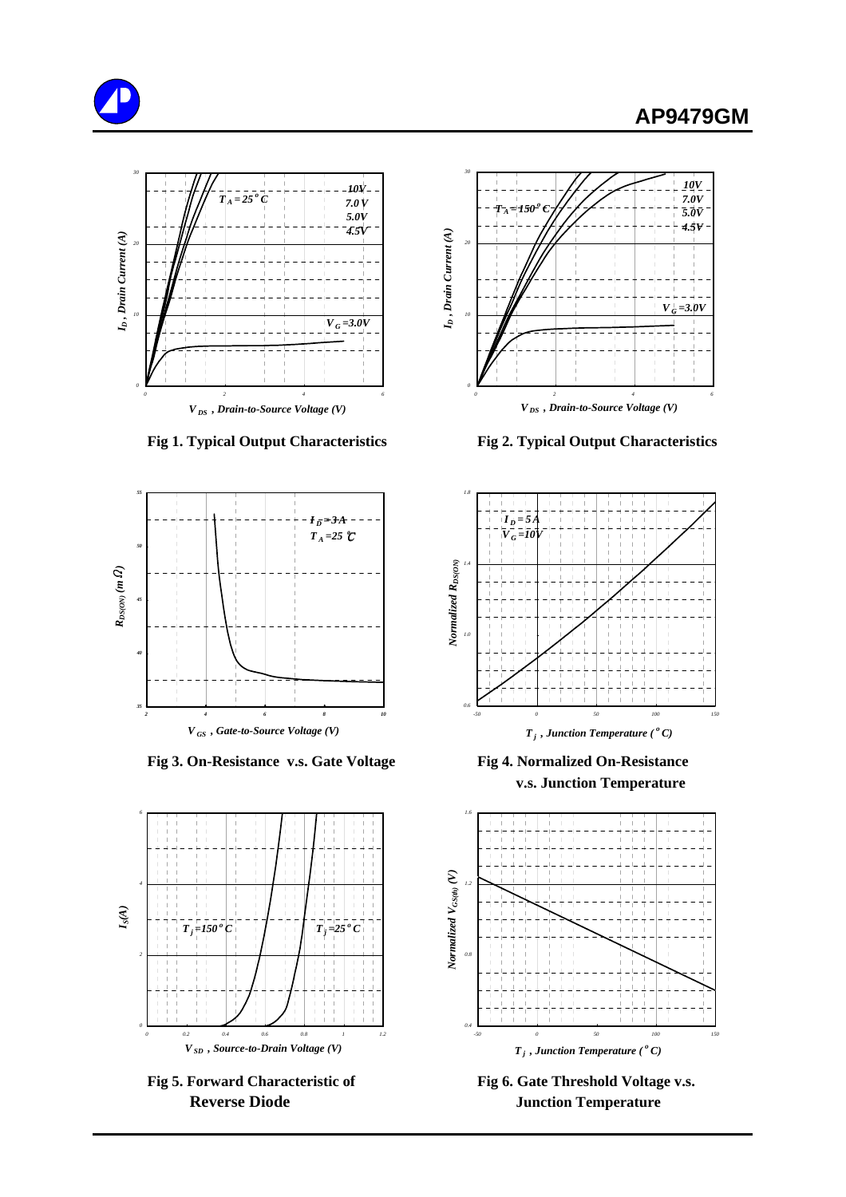Fig 1. Typical Output Characteristics

Fig 2. Typical Output Characteristics

Fig 3. On-Resistance v.s. Gate Voltage

Fig 4. Normalized On-Resistance v.s. Junction Temperature

Fig 5. Forward Characteristic of Reverse Diode

Fig 6. Gate Threshold Voltage v.s. Junction Temperature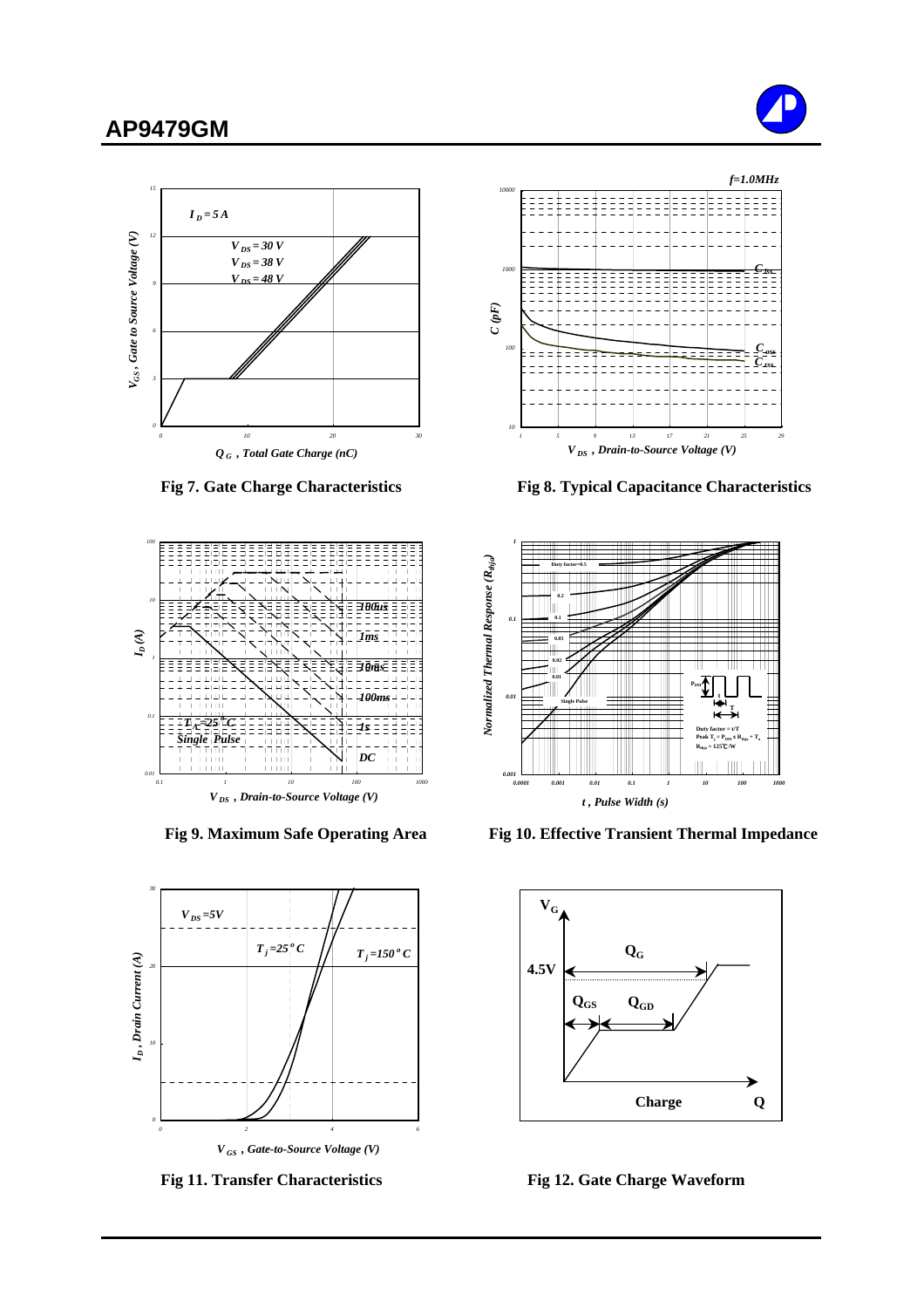$I_D = 5A$

$V_{DS} = 30\ V$
$V_{DS} = 38\ V$
$V_{DS} = 48\ V$

$V_{GS}$ , Gate to Source Voltage (V)

$Q_G$ , Total Gate Charge (nC)

0 3 6 9 12 15

0 10 20 30

**Fig 7. Gate Charge Characteristics**

f=1.0MHz

$C_{iss}$

$C_{oss}$

$C_{rss}$

C (pF)

10 100 1000 10000

1 5 9 13 17 21 25 29

$V_{DS}$ , Drain-to-Source Voltage (V)

**Fig 8. Typical Capacitance Characteristics**

100us
1ms
10ms
100ms
1s
DC

$T_A = 25\ ^oC$
Single Pulse

$I_D$ (A)

0.01 0.1 1 10 100

0.1 1 10 100 1000

$V_{DS}$ , Drain-to-Source Voltage (V)

**Fig 9. Maximum Safe Operating Area**

Duty factor=0.5
0.2
0.1
0.05
0.02
0.01
Single Pulse

$P_{DM}$
t
T

Duty factor = t/T
Peak $T_j = P_{DM} \times R_{thja} + T_a$
$R_{thja} = 125^{\circ}C/W$

Normalized Thermal Response ($R_{thja}$)

0.001 0.01 0.1 1

0.0001 0.001 0.01 0.1 1 10 100 1000

t , Pulse Width (s)

**Fig 10. Effective Transient Thermal Impedance**

$V_{DS} = 5V$

$T_j = 25^o C$

$T_j = 150^o C$

$I_D$ , Drain Current (A)

0 10 20 30

0 2 4 6

$V_{GS}$ , Gate-to-Source Voltage (V)

**Fig 11. Transfer Characteristics**

$V_G$

$Q_G$

4.5V

$Q_{GS}$

$Q_{GD}$

Charge

Q

**Fig 12. Gate Charge Waveform**